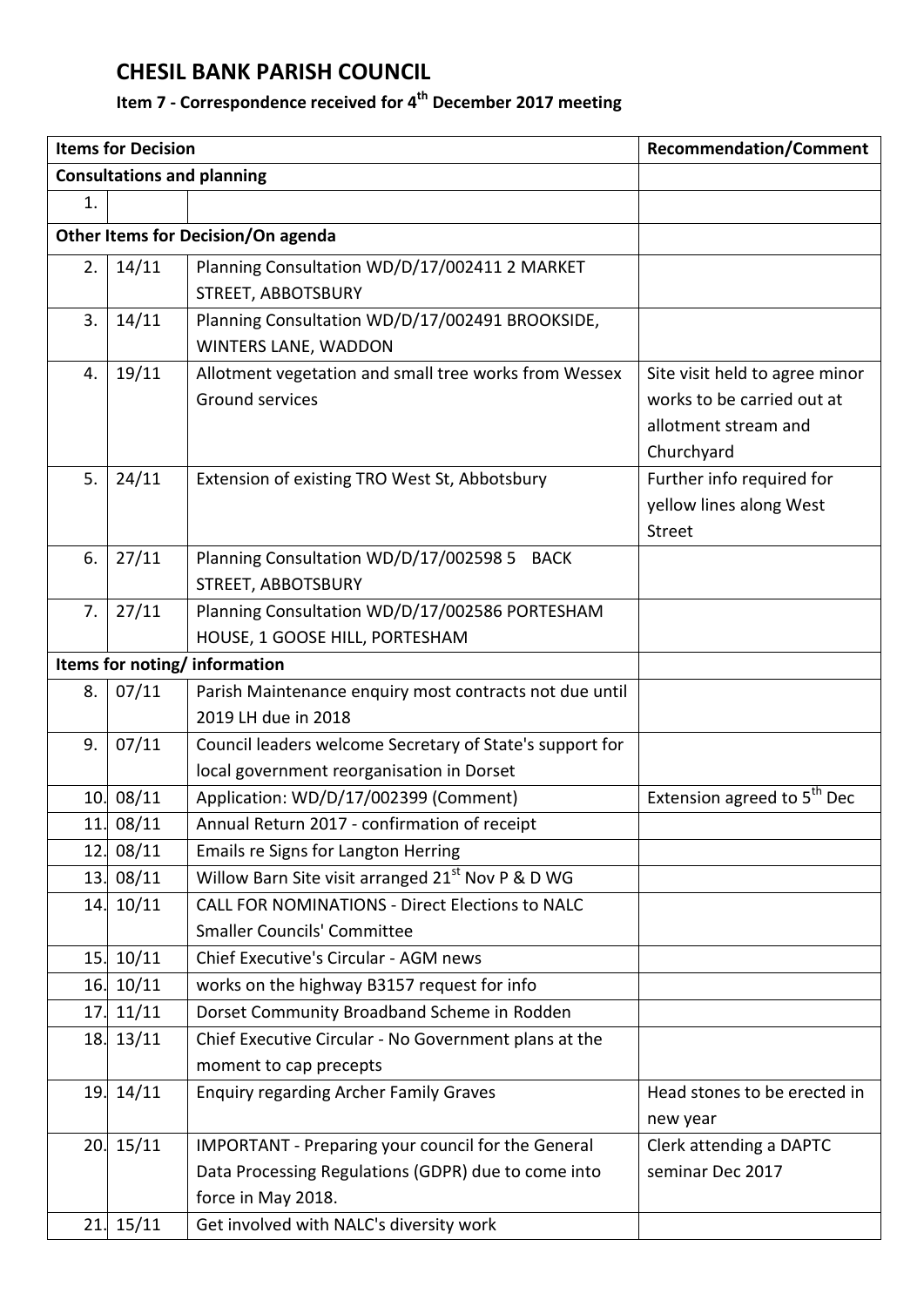# CHESIL BANK PARISH COUNCIL

## Item 7 - Correspondence received for 4th December 2017 meeting

| Items for Decision | | | Recommendation/Comment |
|---|---|---|---|
| **Consultations and planning** | | | |
| 1. | | | |
| **Other Items for Decision/On agenda** | | | |
| 2. | 14/11 | Planning Consultation WD/D/17/002411 2 MARKET STREET, ABBOTSBURY | |
| 3. | 14/11 | Planning Consultation WD/D/17/002491 BROOKSIDE, WINTERS LANE, WADDON | |
| 4. | 19/11 | Allotment vegetation and small tree works from Wessex Ground services | Site visit held to agree minor works to be carried out at allotment stream and Churchyard |
| 5. | 24/11 | Extension of existing TRO West St, Abbotsbury | Further info required for yellow lines along West Street |
| 6. | 27/11 | Planning Consultation WD/D/17/002598 5 BACK STREET, ABBOTSBURY | |
| 7. | 27/11 | Planning Consultation WD/D/17/002586 PORTESHAM HOUSE, 1 GOOSE HILL, PORTESHAM | |
| **Items for noting/ information** | | | |
| 8. | 07/11 | Parish Maintenance enquiry most contracts not due until 2019 LH due in 2018 | |
| 9. | 07/11 | Council leaders welcome Secretary of State's support for local government reorganisation in Dorset | |
| 10. | 08/11 | Application: WD/D/17/002399 (Comment) | Extension agreed to 5th Dec |
| 11. | 08/11 | Annual Return 2017 - confirmation of receipt | |
| 12. | 08/11 | Emails re Signs for Langton Herring | |
| 13. | 08/11 | Willow Barn Site visit arranged 21st Nov P & D WG | |
| 14. | 10/11 | CALL FOR NOMINATIONS - Direct Elections to NALC Smaller Councils' Committee | |
| 15. | 10/11 | Chief Executive's Circular - AGM news | |
| 16. | 10/11 | works on the highway B3157 request for info | |
| 17. | 11/11 | Dorset Community Broadband Scheme in Rodden | |
| 18. | 13/11 | Chief Executive Circular - No Government plans at the moment to cap precepts | |
| 19. | 14/11 | Enquiry regarding Archer Family Graves | Head stones to be erected in new year |
| 20. | 15/11 | IMPORTANT - Preparing your council for the General Data Processing Regulations (GDPR) due to come into force in May 2018. | Clerk attending a DAPTC seminar Dec 2017 |
| 21. | 15/11 | Get involved with NALC's diversity work | |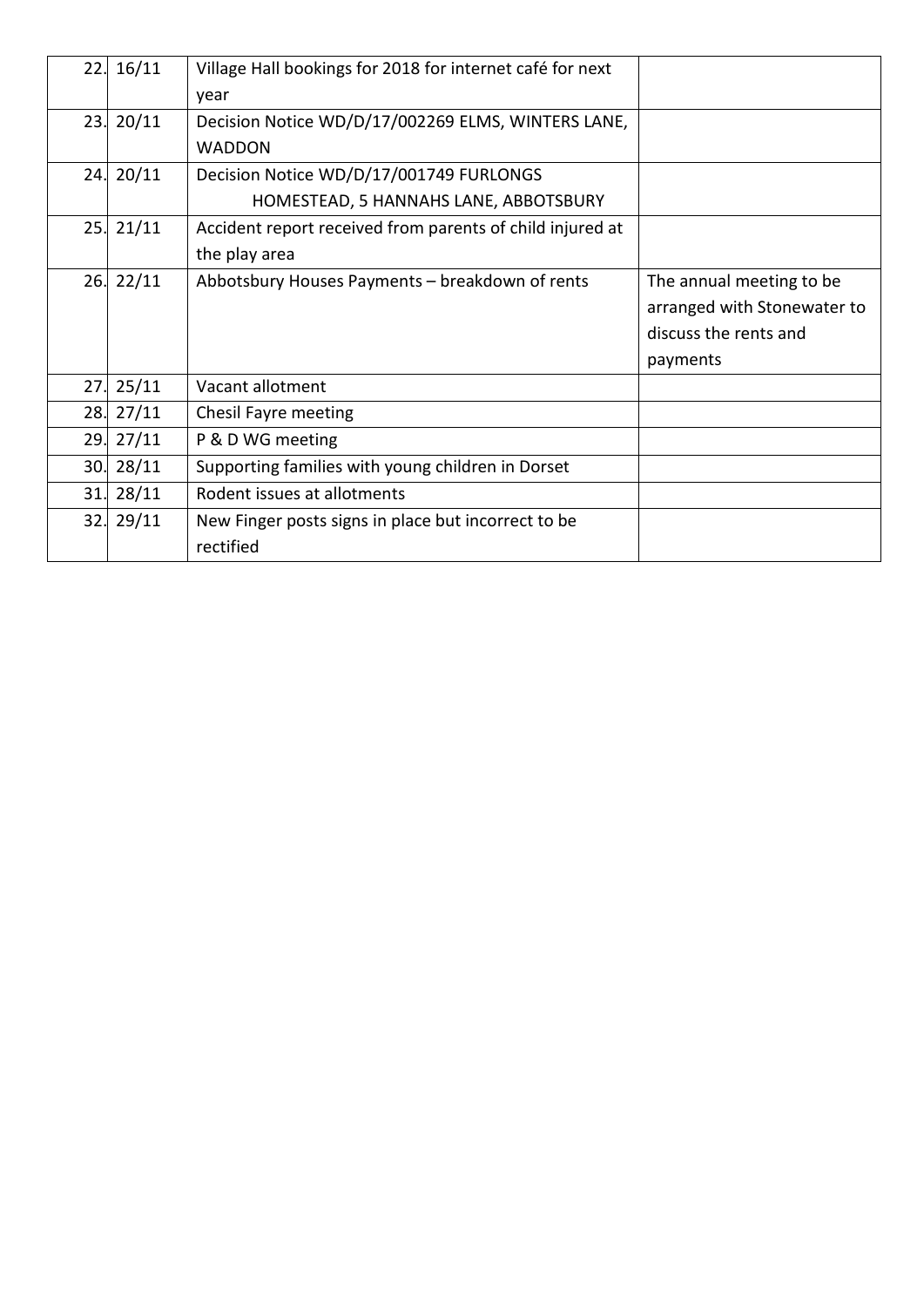| | | | |
|---|---|---|---|
| 22. | 16/11 | Village Hall bookings for 2018 for internet café for next year | |
| 23. | 20/11 | Decision Notice WD/D/17/002269 ELMS, WINTERS LANE, WADDON | |
| 24. | 20/11 | Decision Notice WD/D/17/001749 FURLONGS HOMESTEAD, 5 HANNAHS LANE, ABBOTSBURY | |
| 25. | 21/11 | Accident report received from parents of child injured at the play area | |
| 26. | 22/11 | Abbotsbury Houses Payments – breakdown of rents | The annual meeting to be arranged with Stonewater to discuss the rents and payments |
| 27. | 25/11 | Vacant allotment | |
| 28. | 27/11 | Chesil Fayre meeting | |
| 29. | 27/11 | P & D WG meeting | |
| 30. | 28/11 | Supporting families with young children in Dorset | |
| 31. | 28/11 | Rodent issues at allotments | |
| 32. | 29/11 | New Finger posts signs in place but incorrect to be rectified | |